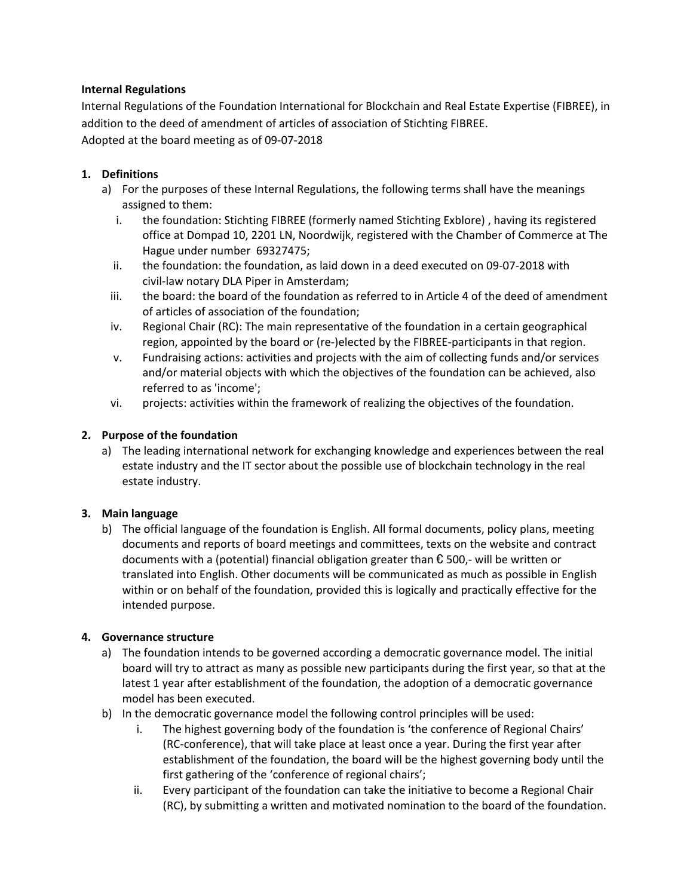**Internal Regulations**

Internal Regulations of the Foundation International for Blockchain and Real Estate Expertise (FIBREE), in addition to the deed of amendment of articles of association of Stichting FIBREE.
Adopted at the board meeting as of 09-07-2018

**1. Definitions**

a) For the purposes of these Internal Regulations, the following terms shall have the meanings assigned to them:
   i. the foundation: Stichting FIBREE (formerly named Stichting Exblore) , having its registered office at Dompad 10, 2201 LN, Noordwijk, registered with the Chamber of Commerce at The Hague under number 69327475;
   ii. the foundation: the foundation, as laid down in a deed executed on 09-07-2018 with civil-law notary DLA Piper in Amsterdam;
   iii. the board: the board of the foundation as referred to in Article 4 of the deed of amendment of articles of association of the foundation;
   iv. Regional Chair (RC): The main representative of the foundation in a certain geographical region, appointed by the board or (re-)elected by the FIBREE-participants in that region.
   v. Fundraising actions: activities and projects with the aim of collecting funds and/or services and/or material objects with which the objectives of the foundation can be achieved, also referred to as 'income';
   vi. projects: activities within the framework of realizing the objectives of the foundation.

**2. Purpose of the foundation**

a) The leading international network for exchanging knowledge and experiences between the real estate industry and the IT sector about the possible use of blockchain technology in the real estate industry.

**3. Main language**

b) The official language of the foundation is English. All formal documents, policy plans, meeting documents and reports of board meetings and committees, texts on the website and contract documents with a (potential) financial obligation greater than € 500,- will be written or translated into English. Other documents will be communicated as much as possible in English within or on behalf of the foundation, provided this is logically and practically effective for the intended purpose.

**4. Governance structure**

a) The foundation intends to be governed according a democratic governance model. The initial board will try to attract as many as possible new participants during the first year, so that at the latest 1 year after establishment of the foundation, the adoption of a democratic governance model has been executed.
b) In the democratic governance model the following control principles will be used:
   i. The highest governing body of the foundation is 'the conference of Regional Chairs' (RC-conference), that will take place at least once a year. During the first year after establishment of the foundation, the board will be the highest governing body until the first gathering of the 'conference of regional chairs';
   ii. Every participant of the foundation can take the initiative to become a Regional Chair (RC), by submitting a written and motivated nomination to the board of the foundation.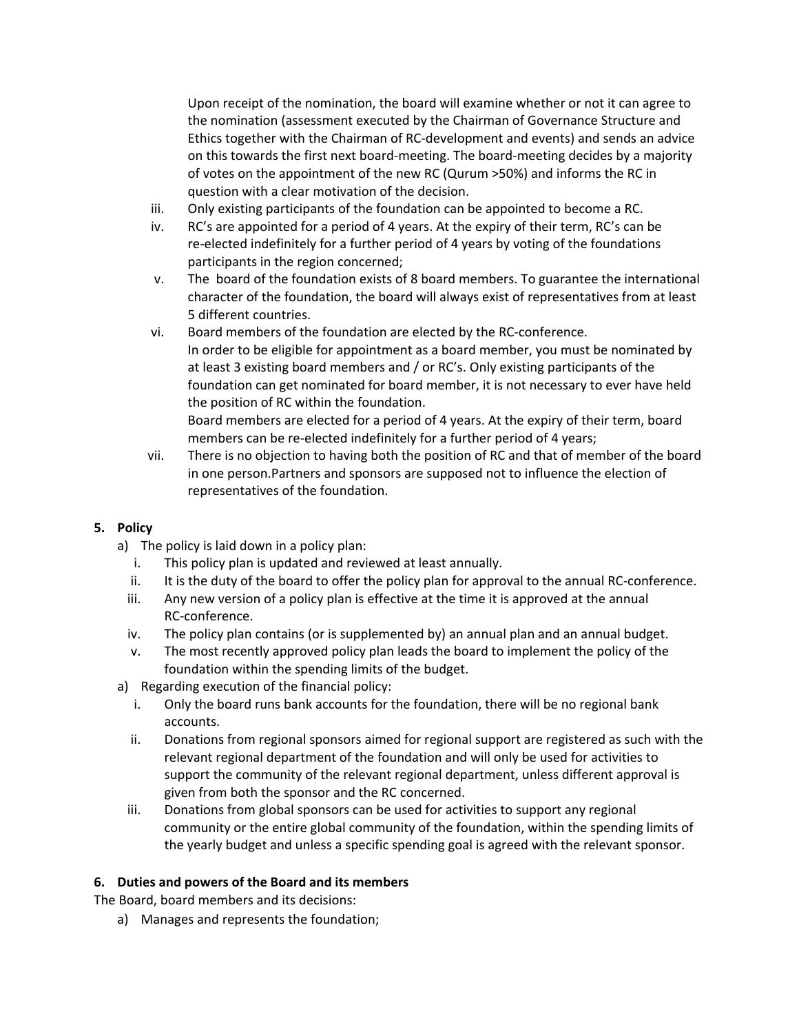Upon receipt of the nomination, the board will examine whether or not it can agree to the nomination (assessment executed by the Chairman of Governance Structure and Ethics together with the Chairman of RC-development and events) and sends an advice on this towards the first next board-meeting. The board-meeting decides by a majority of votes on the appointment of the new RC (Qurum >50%) and informs the RC in question with a clear motivation of the decision.

iii. Only existing participants of the foundation can be appointed to become a RC.

iv. RC's are appointed for a period of 4 years. At the expiry of their term, RC's can be re-elected indefinitely for a further period of 4 years by voting of the foundations participants in the region concerned;

v. The board of the foundation exists of 8 board members. To guarantee the international character of the foundation, the board will always exist of representatives from at least 5 different countries.

vi. Board members of the foundation are elected by the RC-conference.
In order to be eligible for appointment as a board member, you must be nominated by at least 3 existing board members and / or RC's. Only existing participants of the foundation can get nominated for board member, it is not necessary to ever have held the position of RC within the foundation.
Board members are elected for a period of 4 years. At the expiry of their term, board members can be re-elected indefinitely for a further period of 4 years;

vii. There is no objection to having both the position of RC and that of member of the board in one person.Partners and sponsors are supposed not to influence the election of representatives of the foundation.

**5. Policy**

a) The policy is laid down in a policy plan:

   i. This policy plan is updated and reviewed at least annually.
   ii. It is the duty of the board to offer the policy plan for approval to the annual RC-conference.
   iii. Any new version of a policy plan is effective at the time it is approved at the annual RC-conference.
   iv. The policy plan contains (or is supplemented by) an annual plan and an annual budget.
   v. The most recently approved policy plan leads the board to implement the policy of the foundation within the spending limits of the budget.

a) Regarding execution of the financial policy:

   i. Only the board runs bank accounts for the foundation, there will be no regional bank accounts.
   ii. Donations from regional sponsors aimed for regional support are registered as such with the relevant regional department of the foundation and will only be used for activities to support the community of the relevant regional department, unless different approval is given from both the sponsor and the RC concerned.
   iii. Donations from global sponsors can be used for activities to support any regional community or the entire global community of the foundation, within the spending limits of the yearly budget and unless a specific spending goal is agreed with the relevant sponsor.

**6. Duties and powers of the Board and its members**

The Board, board members and its decisions:

a) Manages and represents the foundation;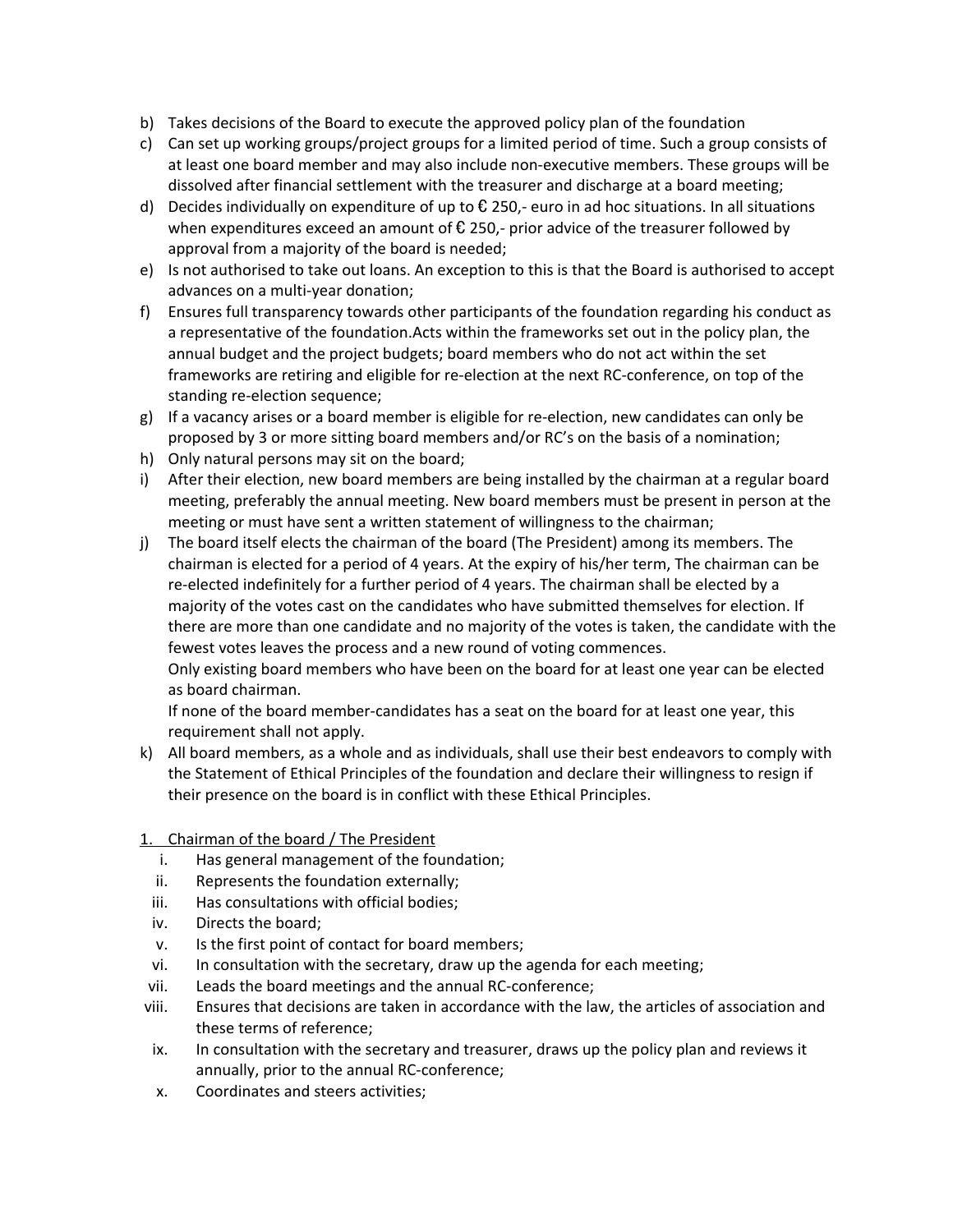b) Takes decisions of the Board to execute the approved policy plan of the foundation
c) Can set up working groups/project groups for a limited period of time. Such a group consists of at least one board member and may also include non-executive members. These groups will be dissolved after financial settlement with the treasurer and discharge at a board meeting;
d) Decides individually on expenditure of up to € 250,- euro in ad hoc situations. In all situations when expenditures exceed an amount of € 250,- prior advice of the treasurer followed by approval from a majority of the board is needed;
e) Is not authorised to take out loans. An exception to this is that the Board is authorised to accept advances on a multi-year donation;
f) Ensures full transparency towards other participants of the foundation regarding his conduct as a representative of the foundation.Acts within the frameworks set out in the policy plan, the annual budget and the project budgets; board members who do not act within the set frameworks are retiring and eligible for re-election at the next RC-conference, on top of the standing re-election sequence;
g) If a vacancy arises or a board member is eligible for re-election, new candidates can only be proposed by 3 or more sitting board members and/or RC's on the basis of a nomination;
h) Only natural persons may sit on the board;
i) After their election, new board members are being installed by the chairman at a regular board meeting, preferably the annual meeting. New board members must be present in person at the meeting or must have sent a written statement of willingness to the chairman;
j) The board itself elects the chairman of the board (The President) among its members. The chairman is elected for a period of 4 years. At the expiry of his/her term, The chairman can be re-elected indefinitely for a further period of 4 years. The chairman shall be elected by a majority of the votes cast on the candidates who have submitted themselves for election. If there are more than one candidate and no majority of the votes is taken, the candidate with the fewest votes leaves the process and a new round of voting commences.
   Only existing board members who have been on the board for at least one year can be elected as board chairman.
   If none of the board member-candidates has a seat on the board for at least one year, this requirement shall not apply.
k) All board members, as a whole and as individuals, shall use their best endeavors to comply with the Statement of Ethical Principles of the foundation and declare their willingness to resign if their presence on the board is in conflict with these Ethical Principles.

1. <u>Chairman of the board / The President</u>
   i. Has general management of the foundation;
   ii. Represents the foundation externally;
   iii. Has consultations with official bodies;
   iv. Directs the board;
   v. Is the first point of contact for board members;
   vi. In consultation with the secretary, draw up the agenda for each meeting;
   vii. Leads the board meetings and the annual RC-conference;
   viii. Ensures that decisions are taken in accordance with the law, the articles of association and these terms of reference;
   ix. In consultation with the secretary and treasurer, draws up the policy plan and reviews it annually, prior to the annual RC-conference;
   x. Coordinates and steers activities;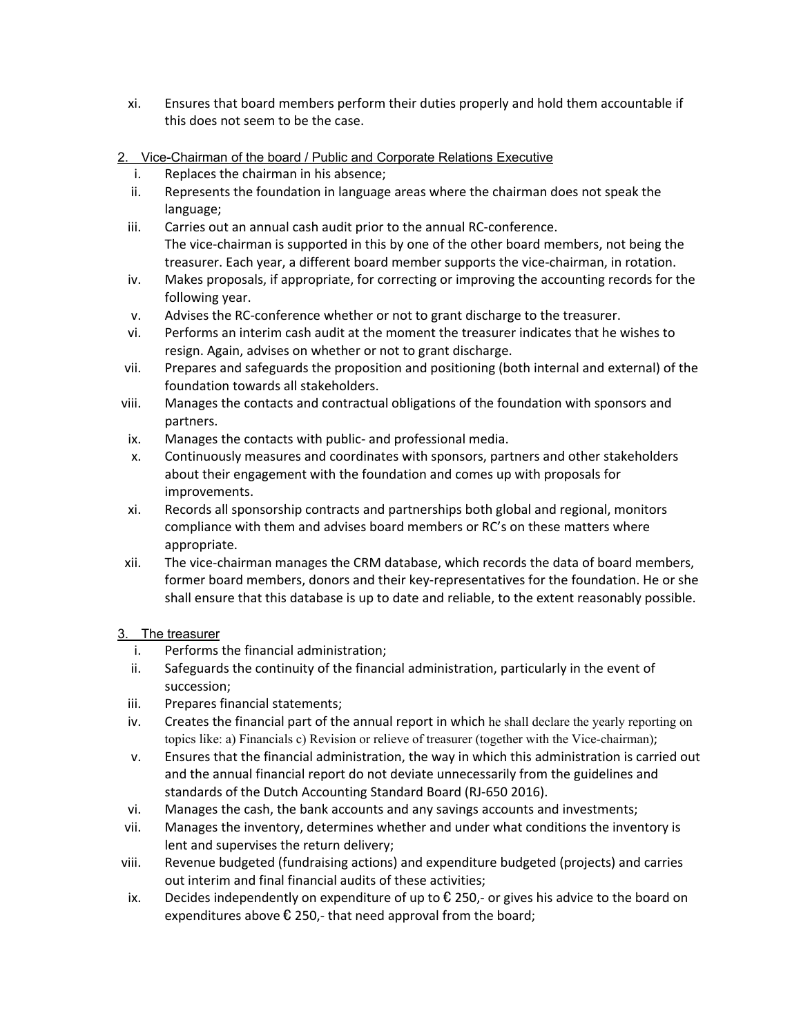- xi. Ensures that board members perform their duties properly and hold them accountable if this does not seem to be the case.

2. Vice-Chairman of the board / Public and Corporate Relations Executive

- i. Replaces the chairman in his absence;
- ii. Represents the foundation in language areas where the chairman does not speak the language;
- iii. Carries out an annual cash audit prior to the annual RC-conference. The vice-chairman is supported in this by one of the other board members, not being the treasurer. Each year, a different board member supports the vice-chairman, in rotation.
- iv. Makes proposals, if appropriate, for correcting or improving the accounting records for the following year.
- v. Advises the RC-conference whether or not to grant discharge to the treasurer.
- vi. Performs an interim cash audit at the moment the treasurer indicates that he wishes to resign. Again, advises on whether or not to grant discharge.
- vii. Prepares and safeguards the proposition and positioning (both internal and external) of the foundation towards all stakeholders.
- viii. Manages the contacts and contractual obligations of the foundation with sponsors and partners.
- ix. Manages the contacts with public- and professional media.
- x. Continuously measures and coordinates with sponsors, partners and other stakeholders about their engagement with the foundation and comes up with proposals for improvements.
- xi. Records all sponsorship contracts and partnerships both global and regional, monitors compliance with them and advises board members or RC's on these matters where appropriate.
- xii. The vice-chairman manages the CRM database, which records the data of board members, former board members, donors and their key-representatives for the foundation. He or she shall ensure that this database is up to date and reliable, to the extent reasonably possible.

3. The treasurer

- i. Performs the financial administration;
- ii. Safeguards the continuity of the financial administration, particularly in the event of succession;
- iii. Prepares financial statements;
- iv. Creates the financial part of the annual report in which he shall declare the yearly reporting on topics like: a) Financials c) Revision or relieve of treasurer (together with the Vice-chairman);
- v. Ensures that the financial administration, the way in which this administration is carried out and the annual financial report do not deviate unnecessarily from the guidelines and standards of the Dutch Accounting Standard Board (RJ-650 2016).
- vi. Manages the cash, the bank accounts and any savings accounts and investments;
- vii. Manages the inventory, determines whether and under what conditions the inventory is lent and supervises the return delivery;
- viii. Revenue budgeted (fundraising actions) and expenditure budgeted (projects) and carries out interim and final financial audits of these activities;
- ix. Decides independently on expenditure of up to € 250,- or gives his advice to the board on expenditures above € 250,- that need approval from the board;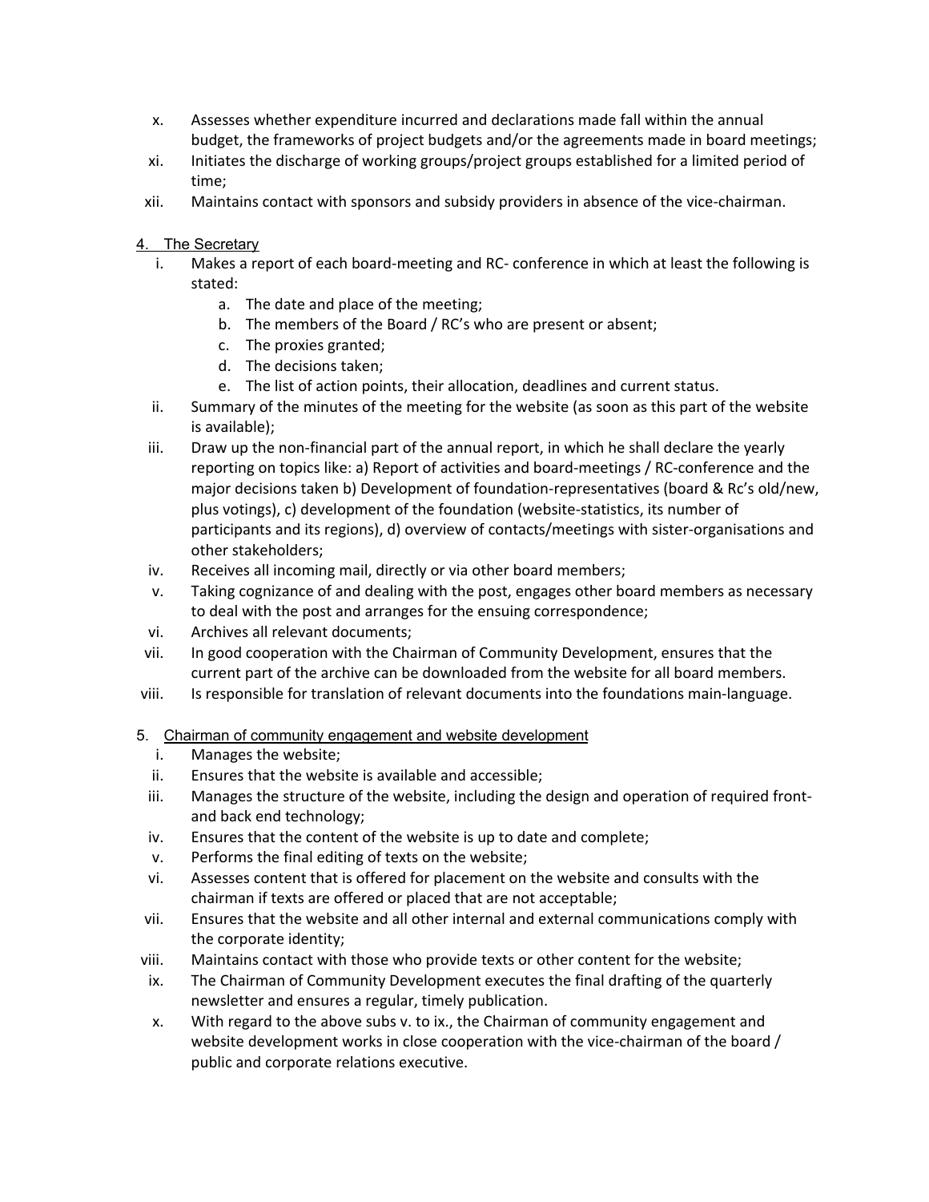x. Assesses whether expenditure incurred and declarations made fall within the annual budget, the frameworks of project budgets and/or the agreements made in board meetings;

xi. Initiates the discharge of working groups/project groups established for a limited period of time;

xii. Maintains contact with sponsors and subsidy providers in absence of the vice-chairman.

4. The Secretary

i. Makes a report of each board-meeting and RC- conference in which at least the following is stated:
   a. The date and place of the meeting;
   b. The members of the Board / RC's who are present or absent;
   c. The proxies granted;
   d. The decisions taken;
   e. The list of action points, their allocation, deadlines and current status.

ii. Summary of the minutes of the meeting for the website (as soon as this part of the website is available);

iii. Draw up the non-financial part of the annual report, in which he shall declare the yearly reporting on topics like: a) Report of activities and board-meetings / RC-conference and the major decisions taken b) Development of foundation-representatives (board & Rc's old/new, plus votings), c) development of the foundation (website-statistics, its number of participants and its regions), d) overview of contacts/meetings with sister-organisations and other stakeholders;

iv. Receives all incoming mail, directly or via other board members;

v. Taking cognizance of and dealing with the post, engages other board members as necessary to deal with the post and arranges for the ensuing correspondence;

vi. Archives all relevant documents;

vii. In good cooperation with the Chairman of Community Development, ensures that the current part of the archive can be downloaded from the website for all board members.

viii. Is responsible for translation of relevant documents into the foundations main-language.

5. Chairman of community engagement and website development

i. Manages the website;

ii. Ensures that the website is available and accessible;

iii. Manages the structure of the website, including the design and operation of required front- and back end technology;

iv. Ensures that the content of the website is up to date and complete;

v. Performs the final editing of texts on the website;

vi. Assesses content that is offered for placement on the website and consults with the chairman if texts are offered or placed that are not acceptable;

vii. Ensures that the website and all other internal and external communications comply with the corporate identity;

viii. Maintains contact with those who provide texts or other content for the website;

ix. The Chairman of Community Development executes the final drafting of the quarterly newsletter and ensures a regular, timely publication.

x. With regard to the above subs v. to ix., the Chairman of community engagement and website development works in close cooperation with the vice-chairman of the board / public and corporate relations executive.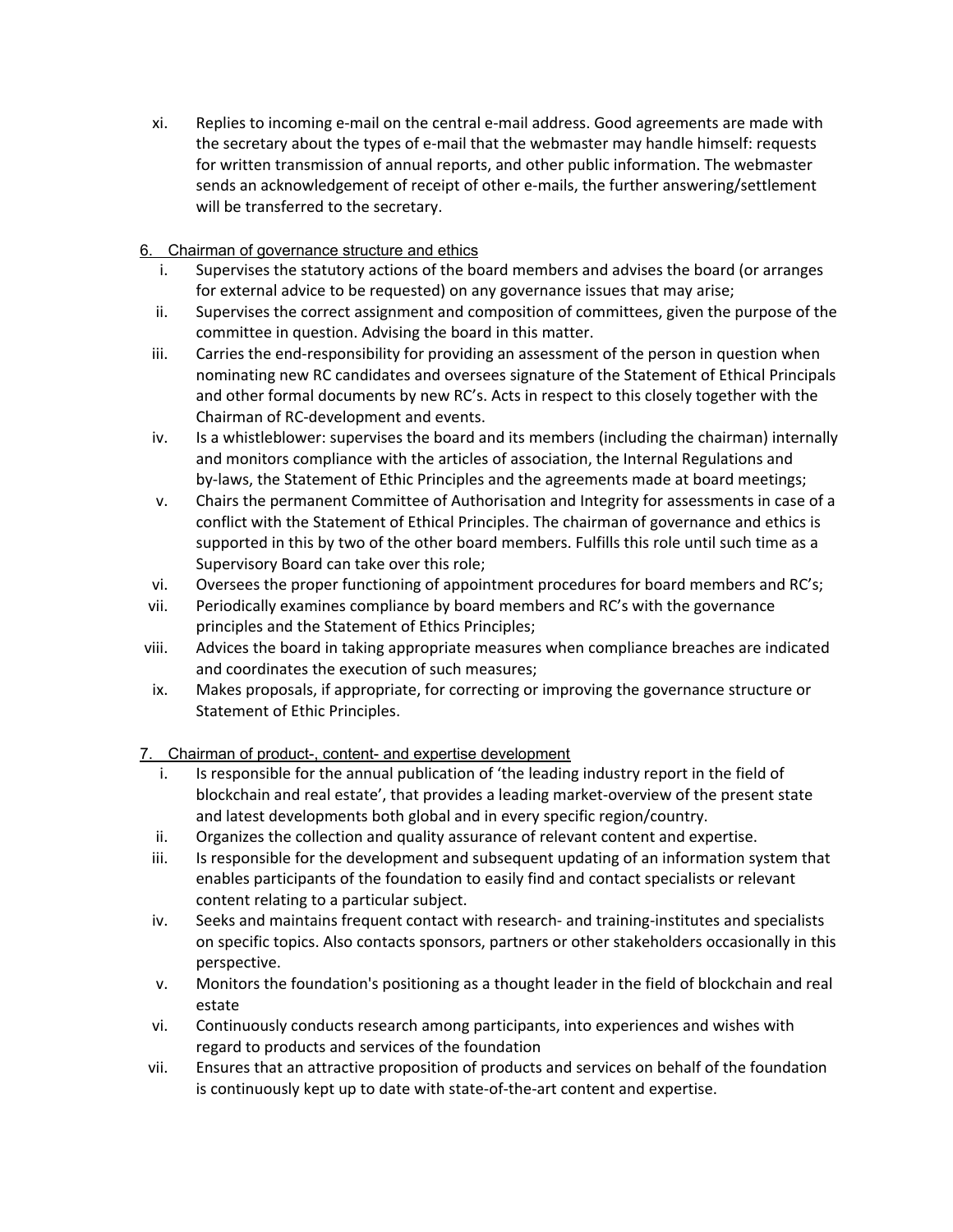xi. Replies to incoming e-mail on the central e-mail address. Good agreements are made with the secretary about the types of e-mail that the webmaster may handle himself: requests for written transmission of annual reports, and other public information. The webmaster sends an acknowledgement of receipt of other e-mails, the further answering/settlement will be transferred to the secretary.

6. Chairman of governance structure and ethics

i. Supervises the statutory actions of the board members and advises the board (or arranges for external advice to be requested) on any governance issues that may arise;
ii. Supervises the correct assignment and composition of committees, given the purpose of the committee in question. Advising the board in this matter.
iii. Carries the end-responsibility for providing an assessment of the person in question when nominating new RC candidates and oversees signature of the Statement of Ethical Principals and other formal documents by new RC's. Acts in respect to this closely together with the Chairman of RC-development and events.
iv. Is a whistleblower: supervises the board and its members (including the chairman) internally and monitors compliance with the articles of association, the Internal Regulations and by-laws, the Statement of Ethic Principles and the agreements made at board meetings;
v. Chairs the permanent Committee of Authorisation and Integrity for assessments in case of a conflict with the Statement of Ethical Principles. The chairman of governance and ethics is supported in this by two of the other board members. Fulfills this role until such time as a Supervisory Board can take over this role;
vi. Oversees the proper functioning of appointment procedures for board members and RC's;
vii. Periodically examines compliance by board members and RC's with the governance principles and the Statement of Ethics Principles;
viii. Advices the board in taking appropriate measures when compliance breaches are indicated and coordinates the execution of such measures;
ix. Makes proposals, if appropriate, for correcting or improving the governance structure or Statement of Ethic Principles.

7. Chairman of product-, content- and expertise development

i. Is responsible for the annual publication of 'the leading industry report in the field of blockchain and real estate', that provides a leading market-overview of the present state and latest developments both global and in every specific region/country.
ii. Organizes the collection and quality assurance of relevant content and expertise.
iii. Is responsible for the development and subsequent updating of an information system that enables participants of the foundation to easily find and contact specialists or relevant content relating to a particular subject.
iv. Seeks and maintains frequent contact with research- and training-institutes and specialists on specific topics. Also contacts sponsors, partners or other stakeholders occasionally in this perspective.
v. Monitors the foundation's positioning as a thought leader in the field of blockchain and real estate
vi. Continuously conducts research among participants, into experiences and wishes with regard to products and services of the foundation
vii. Ensures that an attractive proposition of products and services on behalf of the foundation is continuously kept up to date with state-of-the-art content and expertise.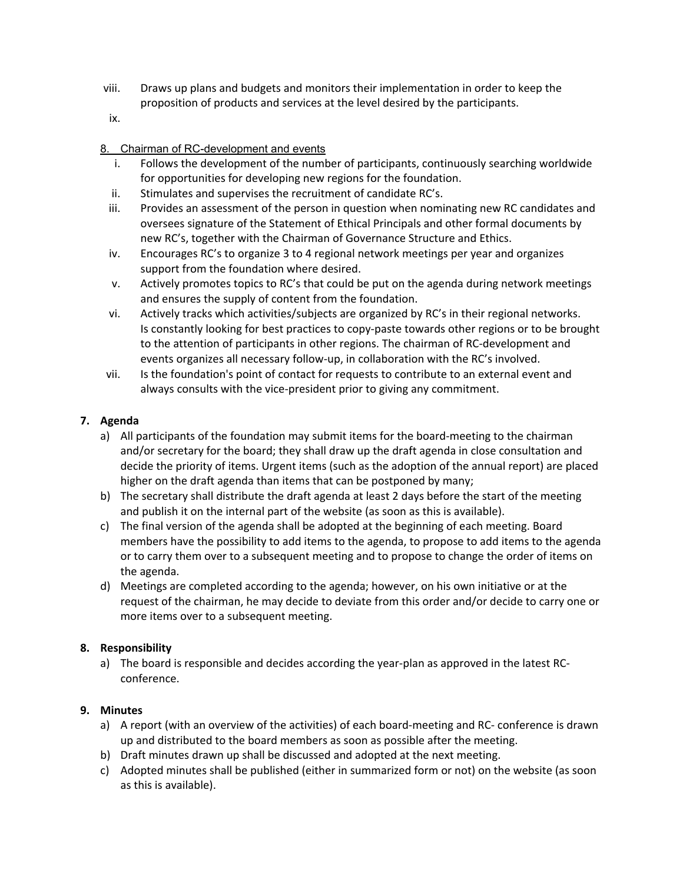viii. Draws up plans and budgets and monitors their implementation in order to keep the proposition of products and services at the level desired by the participants.

ix.

8. Chairman of RC-development and events

i. Follows the development of the number of participants, continuously searching worldwide for opportunities for developing new regions for the foundation.
ii. Stimulates and supervises the recruitment of candidate RC's.
iii. Provides an assessment of the person in question when nominating new RC candidates and oversees signature of the Statement of Ethical Principals and other formal documents by new RC's, together with the Chairman of Governance Structure and Ethics.
iv. Encourages RC's to organize 3 to 4 regional network meetings per year and organizes support from the foundation where desired.
v. Actively promotes topics to RC's that could be put on the agenda during network meetings and ensures the supply of content from the foundation.
vi. Actively tracks which activities/subjects are organized by RC's in their regional networks. Is constantly looking for best practices to copy-paste towards other regions or to be brought to the attention of participants in other regions. The chairman of RC-development and events organizes all necessary follow-up, in collaboration with the RC's involved.
vii. Is the foundation's point of contact for requests to contribute to an external event and always consults with the vice-president prior to giving any commitment.

**7. Agenda**

a) All participants of the foundation may submit items for the board-meeting to the chairman and/or secretary for the board; they shall draw up the draft agenda in close consultation and decide the priority of items. Urgent items (such as the adoption of the annual report) are placed higher on the draft agenda than items that can be postponed by many;
b) The secretary shall distribute the draft agenda at least 2 days before the start of the meeting and publish it on the internal part of the website (as soon as this is available).
c) The final version of the agenda shall be adopted at the beginning of each meeting. Board members have the possibility to add items to the agenda, to propose to add items to the agenda or to carry them over to a subsequent meeting and to propose to change the order of items on the agenda.
d) Meetings are completed according to the agenda; however, on his own initiative or at the request of the chairman, he may decide to deviate from this order and/or decide to carry one or more items over to a subsequent meeting.

**8. Responsibility**

a) The board is responsible and decides according the year-plan as approved in the latest RC-conference.

**9. Minutes**

a) A report (with an overview of the activities) of each board-meeting and RC- conference is drawn up and distributed to the board members as soon as possible after the meeting.
b) Draft minutes drawn up shall be discussed and adopted at the next meeting.
c) Adopted minutes shall be published (either in summarized form or not) on the website (as soon as this is available).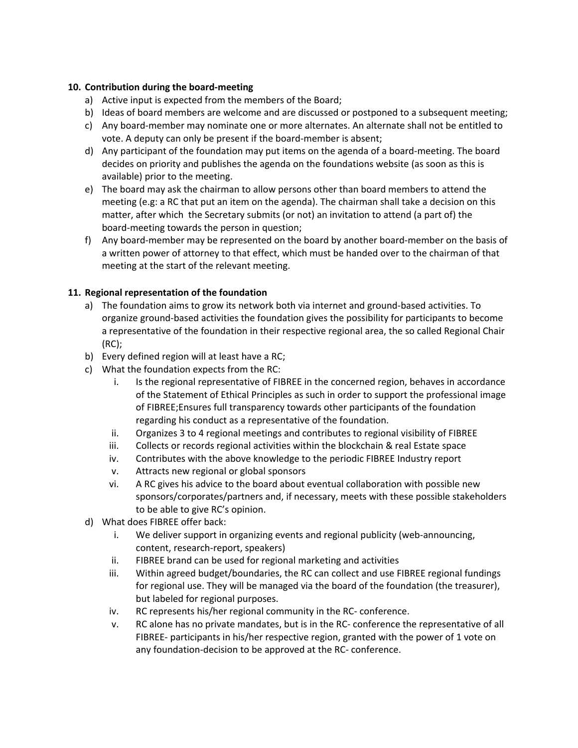**10. Contribution during the board-meeting**

a) Active input is expected from the members of the Board;
b) Ideas of board members are welcome and are discussed or postponed to a subsequent meeting;
c) Any board-member may nominate one or more alternates. An alternate shall not be entitled to vote. A deputy can only be present if the board-member is absent;
d) Any participant of the foundation may put items on the agenda of a board-meeting. The board decides on priority and publishes the agenda on the foundations website (as soon as this is available) prior to the meeting.
e) The board may ask the chairman to allow persons other than board members to attend the meeting (e.g: a RC that put an item on the agenda). The chairman shall take a decision on this matter, after which the Secretary submits (or not) an invitation to attend (a part of) the board-meeting towards the person in question;
f) Any board-member may be represented on the board by another board-member on the basis of a written power of attorney to that effect, which must be handed over to the chairman of that meeting at the start of the relevant meeting.

**11. Regional representation of the foundation**

a) The foundation aims to grow its network both via internet and ground-based activities. To organize ground-based activities the foundation gives the possibility for participants to become a representative of the foundation in their respective regional area, the so called Regional Chair (RC);
b) Every defined region will at least have a RC;
c) What the foundation expects from the RC:
    i. Is the regional representative of FIBREE in the concerned region, behaves in accordance of the Statement of Ethical Principles as such in order to support the professional image of FIBREE;Ensures full transparency towards other participants of the foundation regarding his conduct as a representative of the foundation.
    ii. Organizes 3 to 4 regional meetings and contributes to regional visibility of FIBREE
    iii. Collects or records regional activities within the blockchain & real Estate space
    iv. Contributes with the above knowledge to the periodic FIBREE Industry report
    v. Attracts new regional or global sponsors
    vi. A RC gives his advice to the board about eventual collaboration with possible new sponsors/corporates/partners and, if necessary, meets with these possible stakeholders to be able to give RC's opinion.
d) What does FIBREE offer back:
    i. We deliver support in organizing events and regional publicity (web-announcing, content, research-report, speakers)
    ii. FIBREE brand can be used for regional marketing and activities
    iii. Within agreed budget/boundaries, the RC can collect and use FIBREE regional fundings for regional use. They will be managed via the board of the foundation (the treasurer), but labeled for regional purposes.
    iv. RC represents his/her regional community in the RC- conference.
    v. RC alone has no private mandates, but is in the RC- conference the representative of all FIBREE- participants in his/her respective region, granted with the power of 1 vote on any foundation-decision to be approved at the RC- conference.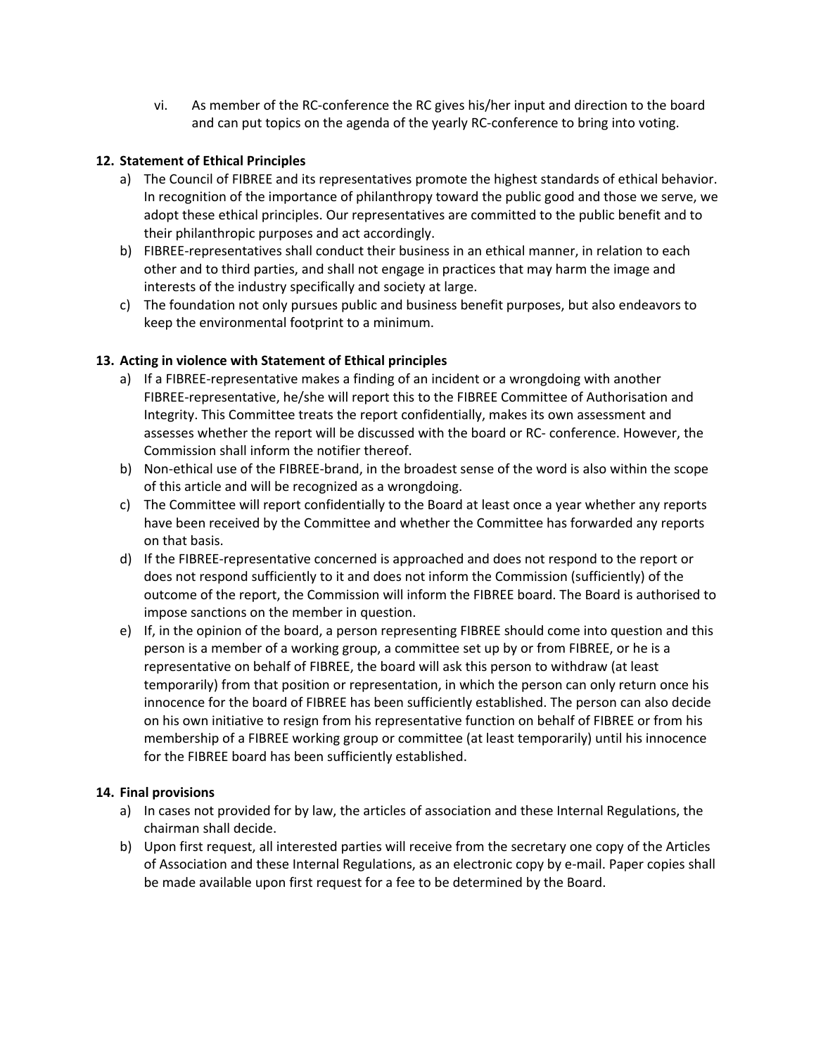vi. As member of the RC-conference the RC gives his/her input and direction to the board and can put topics on the agenda of the yearly RC-conference to bring into voting.

**12. Statement of Ethical Principles**

a) The Council of FIBREE and its representatives promote the highest standards of ethical behavior. In recognition of the importance of philanthropy toward the public good and those we serve, we adopt these ethical principles. Our representatives are committed to the public benefit and to their philanthropic purposes and act accordingly.

b) FIBREE-representatives shall conduct their business in an ethical manner, in relation to each other and to third parties, and shall not engage in practices that may harm the image and interests of the industry specifically and society at large.

c) The foundation not only pursues public and business benefit purposes, but also endeavors to keep the environmental footprint to a minimum.

**13. Acting in violence with Statement of Ethical principles**

a) If a FIBREE-representative makes a finding of an incident or a wrongdoing with another FIBREE-representative, he/she will report this to the FIBREE Committee of Authorisation and Integrity. This Committee treats the report confidentially, makes its own assessment and assesses whether the report will be discussed with the board or RC- conference. However, the Commission shall inform the notifier thereof.

b) Non-ethical use of the FIBREE-brand, in the broadest sense of the word is also within the scope of this article and will be recognized as a wrongdoing.

c) The Committee will report confidentially to the Board at least once a year whether any reports have been received by the Committee and whether the Committee has forwarded any reports on that basis.

d) If the FIBREE-representative concerned is approached and does not respond to the report or does not respond sufficiently to it and does not inform the Commission (sufficiently) of the outcome of the report, the Commission will inform the FIBREE board. The Board is authorised to impose sanctions on the member in question.

e) If, in the opinion of the board, a person representing FIBREE should come into question and this person is a member of a working group, a committee set up by or from FIBREE, or he is a representative on behalf of FIBREE, the board will ask this person to withdraw (at least temporarily) from that position or representation, in which the person can only return once his innocence for the board of FIBREE has been sufficiently established. The person can also decide on his own initiative to resign from his representative function on behalf of FIBREE or from his membership of a FIBREE working group or committee (at least temporarily) until his innocence for the FIBREE board has been sufficiently established.

**14. Final provisions**

a) In cases not provided for by law, the articles of association and these Internal Regulations, the chairman shall decide.

b) Upon first request, all interested parties will receive from the secretary one copy of the Articles of Association and these Internal Regulations, as an electronic copy by e-mail. Paper copies shall be made available upon first request for a fee to be determined by the Board.